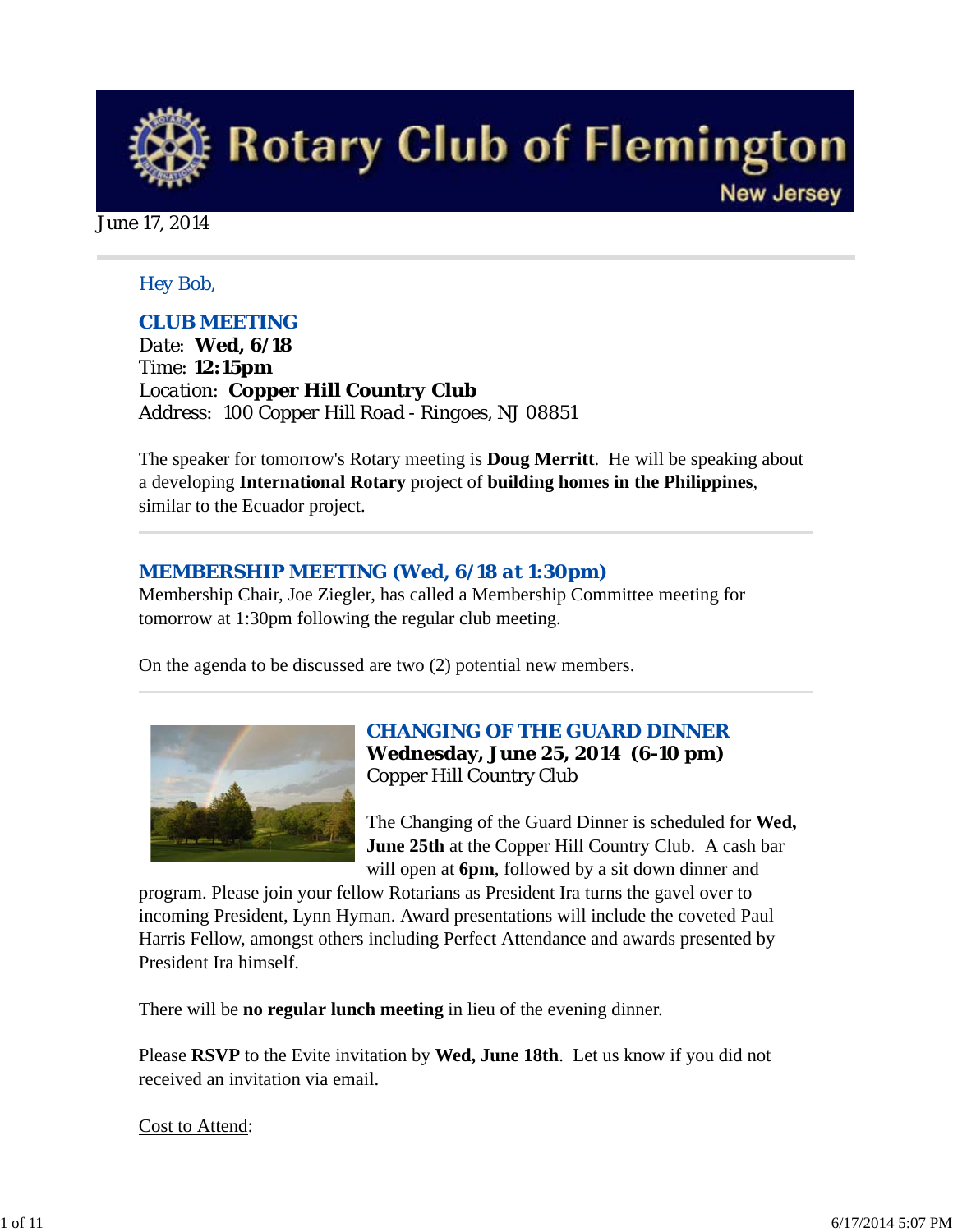# Rotary Club of Flemington

New Jersey

June 17, 2014

Hey Bob,

## CLUB MEETING

Date: **Wed, 6/18**
Time: **12:15pm**
Location: **Copper Hill Country Club**
Address: 100 Copper Hill Road - Ringoes, NJ 08851

The speaker for tomorrow's Rotary meeting is **Doug Merritt**. He will be speaking about a developing **International Rotary** project of **building homes in the Philippines**, similar to the Ecuador project.

---

## MEMBERSHIP MEETING (Wed, 6/18 at 1:30pm)

Membership Chair, Joe Ziegler, has called a Membership Committee meeting for tomorrow at 1:30pm following the regular club meeting.

On the agenda to be discussed are two (2) potential new members.

---

## CHANGING OF THE GUARD DINNER

**Wednesday, June 25, 2014 (6-10 pm)**
Copper Hill Country Club

The Changing of the Guard Dinner is scheduled for **Wed, June 25th** at the Copper Hill Country Club. A cash bar will open at **6pm**, followed by a sit down dinner and program. Please join your fellow Rotarians as President Ira turns the gavel over to incoming President, Lynn Hyman. Award presentations will include the coveted Paul Harris Fellow, amongst others including Perfect Attendance and awards presented by President Ira himself.

There will be **no regular lunch meeting** in lieu of the evening dinner.

Please **RSVP** to the Evite invitation by **Wed, June 18th**. Let us know if you did not received an invitation via email.

Cost to Attend: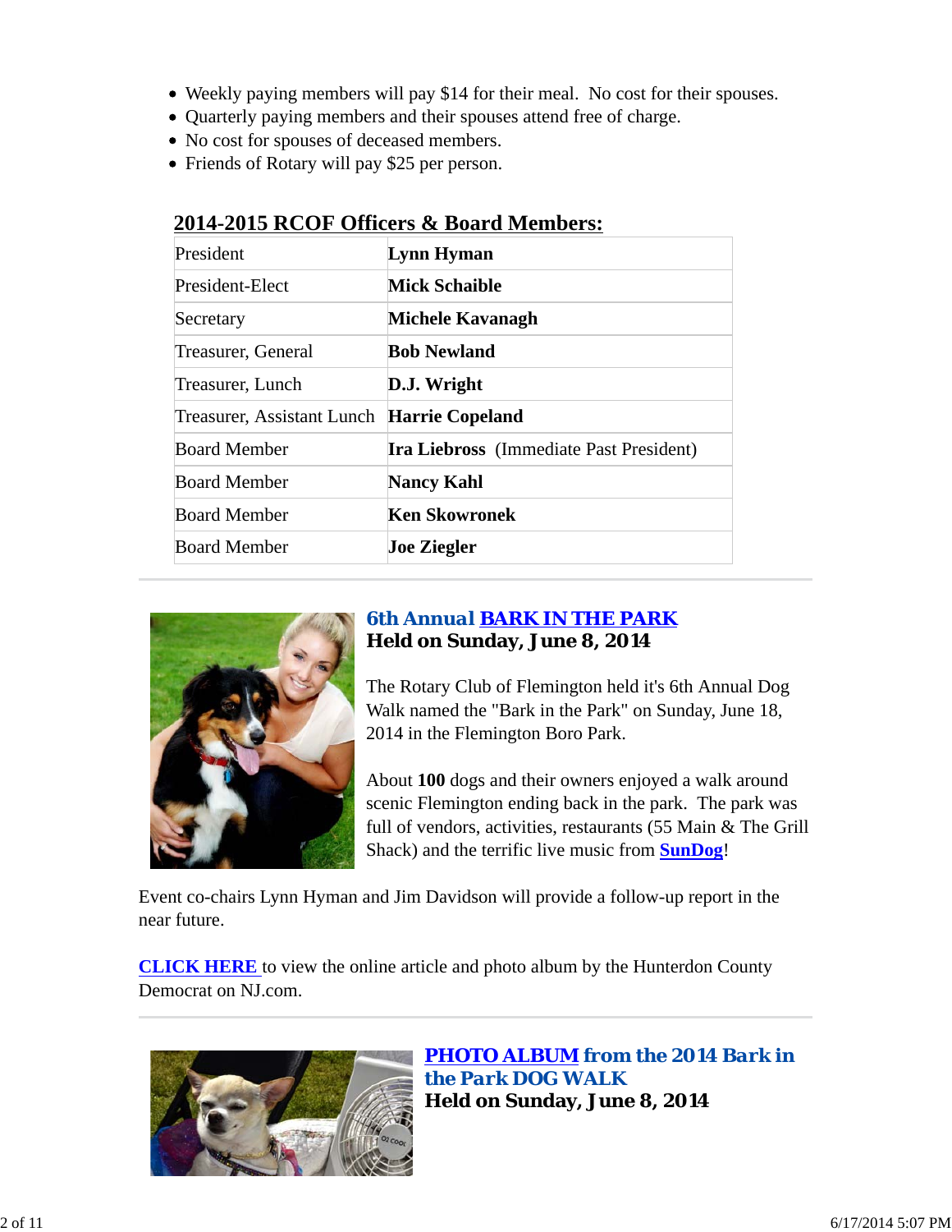- Weekly paying members will pay $14 for their meal.  No cost for their spouses.
- Quarterly paying members and their spouses attend free of charge.
- No cost for spouses of deceased members.
- Friends of Rotary will pay $25 per person.

## 2014-2015 RCOF Officers & Board Members:

| | |
|---|---|
| President | **Lynn Hyman** |
| President-Elect | **Mick Schaible** |
| Secretary | **Michele Kavanagh** |
| Treasurer, General | **Bob Newland** |
| Treasurer, Lunch | **D.J. Wright** |
| Treasurer, Assistant Lunch | **Harrie Copeland** |
| Board Member | **Ira Liebross** (Immediate Past President) |
| Board Member | **Nancy Kahl** |
| Board Member | **Ken Skowronek** |
| Board Member | **Joe Ziegler** |

---

### 6th Annual BARK IN THE PARK
**Held on Sunday, June 8, 2014**

The Rotary Club of Flemington held it's 6th Annual Dog Walk named the "Bark in the Park" on Sunday, June 18, 2014 in the Flemington Boro Park.

About **100** dogs and their owners enjoyed a walk around scenic Flemington ending back in the park.  The park was full of vendors, activities, restaurants (55 Main & The Grill Shack) and the terrific live music from **SunDog**!

Event co-chairs Lynn Hyman and Jim Davidson will provide a follow-up report in the near future.

**CLICK HERE** to view the online article and photo album by the Hunterdon County Democrat on NJ.com.

---

### PHOTO ALBUM from the 2014 Bark in the Park DOG WALK
**Held on Sunday, June 8, 2014**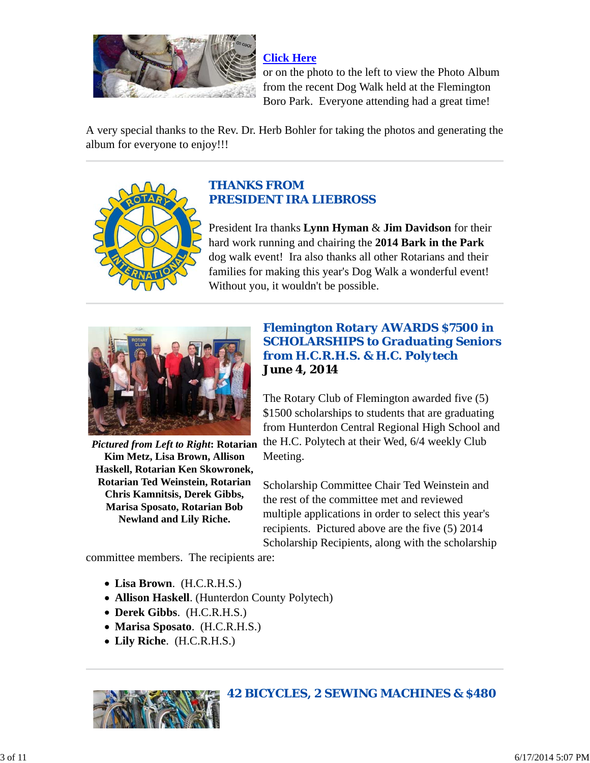**Click Here** or on the photo to the left to view the Photo Album from the recent Dog Walk held at the Flemington Boro Park. Everyone attending had a great time!

A very special thanks to the Rev. Dr. Herb Bohler for taking the photos and generating the album for everyone to enjoy!!!

---

## THANKS FROM PRESIDENT IRA LIEBROSS

President Ira thanks **Lynn Hyman** & **Jim Davidson** for their hard work running and chairing the **2014 Bark in the Park** dog walk event! Ira also thanks all other Rotarians and their families for making this year's Dog Walk a wonderful event! Without you, it wouldn't be possible.

---

## Flemington Rotary AWARDS $7500 in SCHOLARSHIPS to Graduating Seniors from H.C.R.H.S. & H.C. Polytech

**June 4, 2014**

***Pictured from Left to Right*: Rotarian Kim Metz, Lisa Brown, Allison Haskell, Rotarian Ken Skowronek, Rotarian Ted Weinstein, Rotarian Chris Kamnitsis, Derek Gibbs, Marisa Sposato, Rotarian Bob Newland and Lily Riche.**

The Rotary Club of Flemington awarded five (5) $1500 scholarships to students that are graduating from Hunterdon Central Regional High School and the H.C. Polytech at their Wed, 6/4 weekly Club Meeting.

Scholarship Committee Chair Ted Weinstein and the rest of the committee met and reviewed multiple applications in order to select this year's recipients. Pictured above are the five (5) 2014 Scholarship Recipients, along with the scholarship committee members. The recipients are:

- **Lisa Brown**. (H.C.R.H.S.)
- **Allison Haskell**. (Hunterdon County Polytech)
- **Derek Gibbs**. (H.C.R.H.S.)
- **Marisa Sposato**. (H.C.R.H.S.)
- **Lily Riche**. (H.C.R.H.S.)

---

## 42 BICYCLES, 2 SEWING MACHINES & $480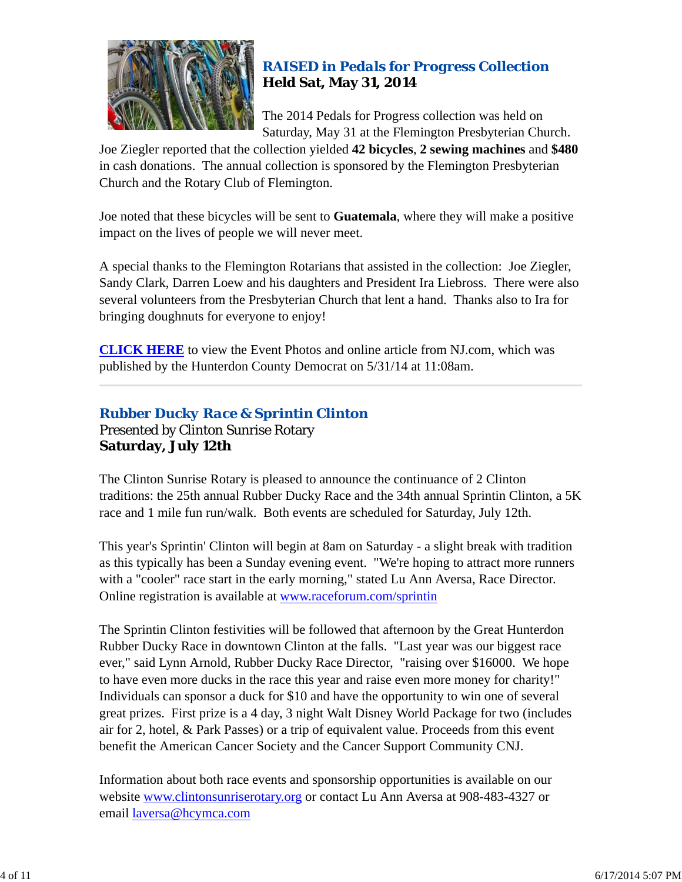## RAISED in Pedals for Progress Collection

**Held Sat, May 31, 2014**

The 2014 Pedals for Progress collection was held on Saturday, May 31 at the Flemington Presbyterian Church. Joe Ziegler reported that the collection yielded **42 bicycles**, **2 sewing machines** and **$480** in cash donations. The annual collection is sponsored by the Flemington Presbyterian Church and the Rotary Club of Flemington.

Joe noted that these bicycles will be sent to **Guatemala**, where they will make a positive impact on the lives of people we will never meet.

A special thanks to the Flemington Rotarians that assisted in the collection: Joe Ziegler, Sandy Clark, Darren Loew and his daughters and President Ira Liebross. There were also several volunteers from the Presbyterian Church that lent a hand. Thanks also to Ira for bringing doughnuts for everyone to enjoy!

**CLICK HERE** to view the Event Photos and online article from NJ.com, which was published by the Hunterdon County Democrat on 5/31/14 at 11:08am.

---

## Rubber Ducky Race & Sprintin Clinton

Presented by Clinton Sunrise Rotary

**Saturday, July 12th**

The Clinton Sunrise Rotary is pleased to announce the continuance of 2 Clinton traditions: the 25th annual Rubber Ducky Race and the 34th annual Sprintin Clinton, a 5K race and 1 mile fun run/walk. Both events are scheduled for Saturday, July 12th.

This year's Sprintin' Clinton will begin at 8am on Saturday - a slight break with tradition as this typically has been a Sunday evening event. "We're hoping to attract more runners with a "cooler" race start in the early morning," stated Lu Ann Aversa, Race Director. Online registration is available at www.raceforum.com/sprintin

The Sprintin Clinton festivities will be followed that afternoon by the Great Hunterdon Rubber Ducky Race in downtown Clinton at the falls. "Last year was our biggest race ever," said Lynn Arnold, Rubber Ducky Race Director, "raising over $16000. We hope to have even more ducks in the race this year and raise even more money for charity!" Individuals can sponsor a duck for $10 and have the opportunity to win one of several great prizes. First prize is a 4 day, 3 night Walt Disney World Package for two (includes air for 2, hotel, & Park Passes) or a trip of equivalent value. Proceeds from this event benefit the American Cancer Society and the Cancer Support Community CNJ.

Information about both race events and sponsorship opportunities is available on our website www.clintonsunriserotary.org or contact Lu Ann Aversa at 908-483-4327 or email laversa@hcymca.com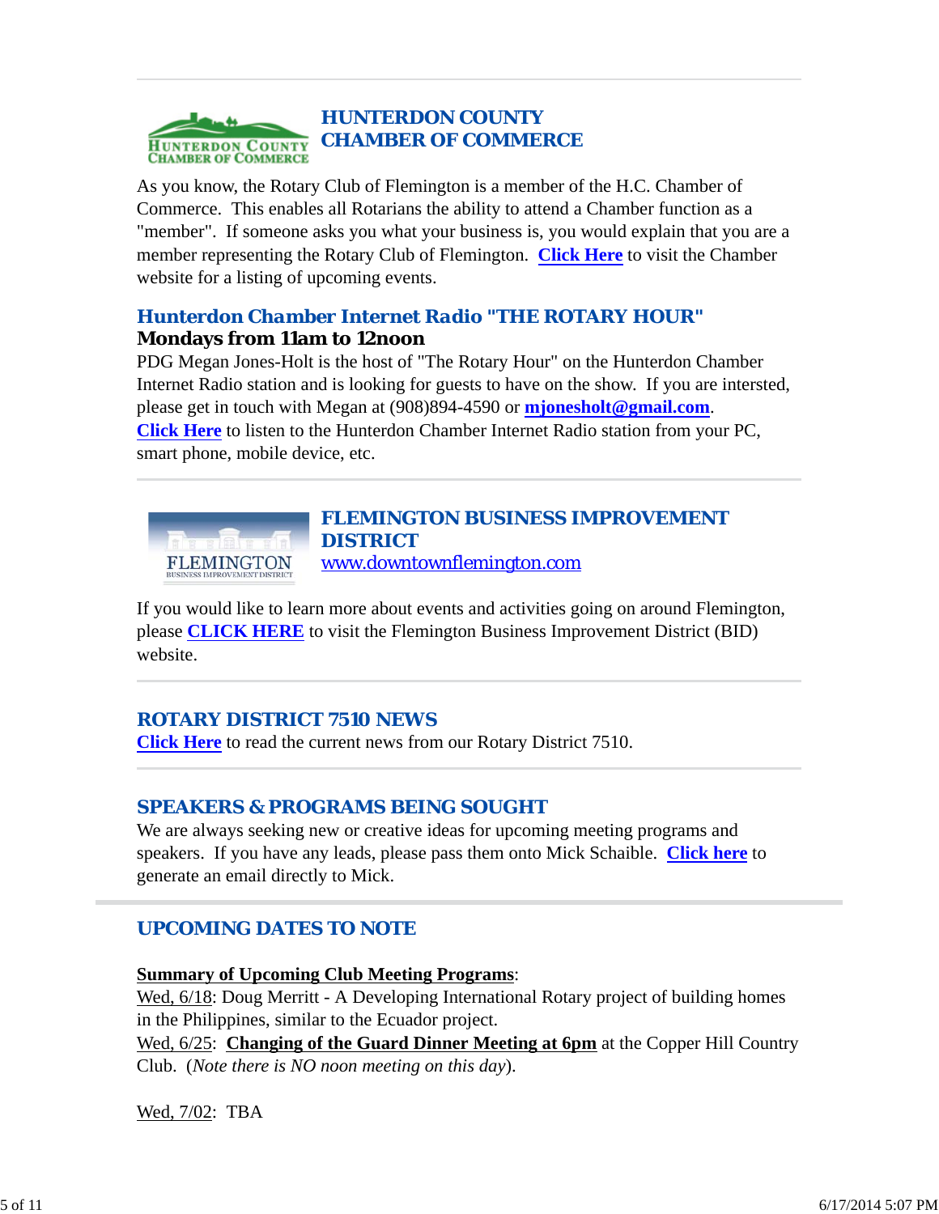## HUNTERDON COUNTY CHAMBER OF COMMERCE

As you know, the Rotary Club of Flemington is a member of the H.C. Chamber of Commerce. This enables all Rotarians the ability to attend a Chamber function as a "member". If someone asks you what your business is, you would explain that you are a member representing the Rotary Club of Flemington. **Click Here** to visit the Chamber website for a listing of upcoming events.

### Hunterdon Chamber Internet Radio "THE ROTARY HOUR"

**Mondays from 11am to 12noon**

PDG Megan Jones-Holt is the host of "The Rotary Hour" on the Hunterdon Chamber Internet Radio station and is looking for guests to have on the show. If you are intersted, please get in touch with Megan at (908)894-4590 or **mjonesholt@gmail.com**. **Click Here** to listen to the Hunterdon Chamber Internet Radio station from your PC, smart phone, mobile device, etc.

## FLEMINGTON BUSINESS IMPROVEMENT DISTRICT

www.downtownflemington.com

If you would like to learn more about events and activities going on around Flemington, please **CLICK HERE** to visit the Flemington Business Improvement District (BID) website.

## ROTARY DISTRICT 7510 NEWS

**Click Here** to read the current news from our Rotary District 7510.

## SPEAKERS & PROGRAMS BEING SOUGHT

We are always seeking new or creative ideas for upcoming meeting programs and speakers. If you have any leads, please pass them onto Mick Schaible. **Click here** to generate an email directly to Mick.

## UPCOMING DATES TO NOTE

**Summary of Upcoming Club Meeting Programs**:

Wed, 6/18: Doug Merritt - A Developing International Rotary project of building homes in the Philippines, similar to the Ecuador project.

Wed, 6/25: **Changing of the Guard Dinner Meeting at 6pm** at the Copper Hill Country Club. (*Note there is NO noon meeting on this day*).

Wed, 7/02: TBA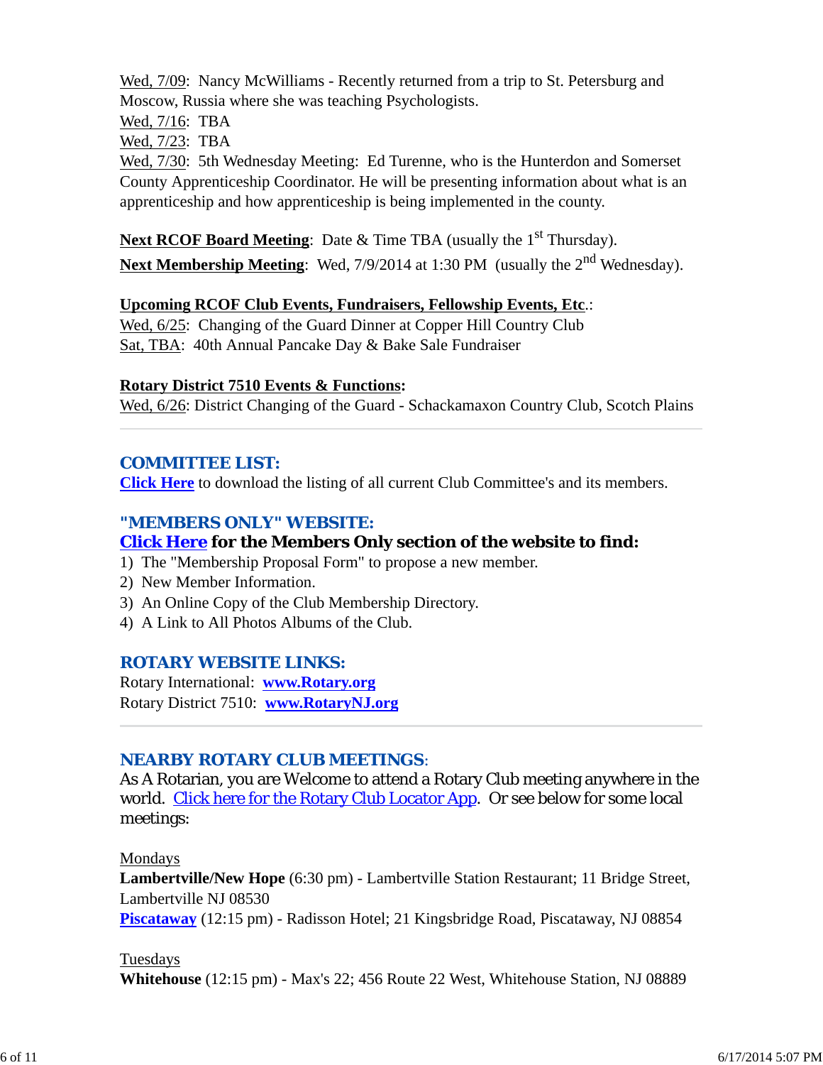Wed, 7/09: Nancy McWilliams - Recently returned from a trip to St. Petersburg and Moscow, Russia where she was teaching Psychologists.
Wed, 7/16: TBA
Wed, 7/23: TBA
Wed, 7/30: 5th Wednesday Meeting: Ed Turenne, who is the Hunterdon and Somerset County Apprenticeship Coordinator. He will be presenting information about what is an apprenticeship and how apprenticeship is being implemented in the county.

**Next RCOF Board Meeting**: Date & Time TBA (usually the 1st Thursday).
**Next Membership Meeting**: Wed, 7/9/2014 at 1:30 PM (usually the 2nd Wednesday).

**Upcoming RCOF Club Events, Fundraisers, Fellowship Events, Etc**.:
Wed, 6/25: Changing of the Guard Dinner at Copper Hill Country Club
Sat, TBA: 40th Annual Pancake Day & Bake Sale Fundraiser

**Rotary District 7510 Events & Functions:**
Wed, 6/26: District Changing of the Guard - Schackamaxon Country Club, Scotch Plains

---

## COMMITTEE LIST:

**Click Here** to download the listing of all current Club Committee's and its members.

## "MEMBERS ONLY" WEBSITE:

**Click Here for the Members Only section of the website to find:**

1) The "Membership Proposal Form" to propose a new member.
2) New Member Information.
3) An Online Copy of the Club Membership Directory.
4) A Link to All Photos Albums of the Club.

## ROTARY WEBSITE LINKS:

Rotary International: **www.Rotary.org**
Rotary District 7510: **www.RotaryNJ.org**

---

## NEARBY ROTARY CLUB MEETINGS:

As A Rotarian, you are Welcome to attend a Rotary Club meeting anywhere in the world. Click here for the Rotary Club Locator App. Or see below for some local meetings:

Mondays
**Lambertville/New Hope** (6:30 pm) - Lambertville Station Restaurant; 11 Bridge Street, Lambertville NJ 08530
**Piscataway** (12:15 pm) - Radisson Hotel; 21 Kingsbridge Road, Piscataway, NJ 08854

Tuesdays
**Whitehouse** (12:15 pm) - Max's 22; 456 Route 22 West, Whitehouse Station, NJ 08889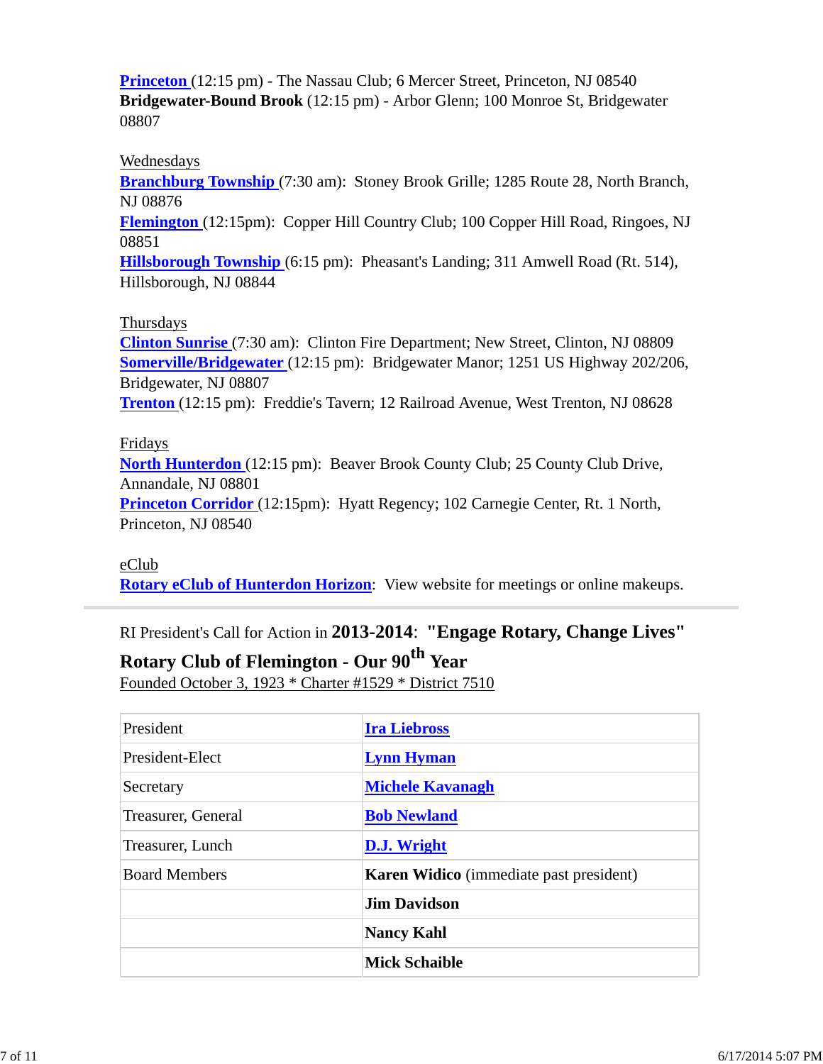**Princeton** (12:15 pm) - The Nassau Club; 6 Mercer Street, Princeton, NJ 08540
**Bridgewater-Bound Brook** (12:15 pm) - Arbor Glenn; 100 Monroe St, Bridgewater 08807

Wednesdays
**Branchburg Township** (7:30 am): Stoney Brook Grille; 1285 Route 28, North Branch, NJ 08876
**Flemington** (12:15pm): Copper Hill Country Club; 100 Copper Hill Road, Ringoes, NJ 08851
**Hillsborough Township** (6:15 pm): Pheasant's Landing; 311 Amwell Road (Rt. 514), Hillsborough, NJ 08844

Thursdays
**Clinton Sunrise** (7:30 am): Clinton Fire Department; New Street, Clinton, NJ 08809
**Somerville/Bridgewater** (12:15 pm): Bridgewater Manor; 1251 US Highway 202/206, Bridgewater, NJ 08807
**Trenton** (12:15 pm): Freddie's Tavern; 12 Railroad Avenue, West Trenton, NJ 08628

Fridays
**North Hunterdon** (12:15 pm): Beaver Brook County Club; 25 County Club Drive, Annandale, NJ 08801
**Princeton Corridor** (12:15pm): Hyatt Regency; 102 Carnegie Center, Rt. 1 North, Princeton, NJ 08540

eClub
**Rotary eClub of Hunterdon Horizon**: View website for meetings or online makeups.

---

RI President's Call for Action in **2013-2014**: **"Engage Rotary, Change Lives"**

**Rotary Club of Flemington - Our 90th Year**
Founded October 3, 1923 * Charter #1529 * District 7510

| | |
|---|---|
| President | **Ira Liebross** |
| President-Elect | **Lynn Hyman** |
| Secretary | **Michele Kavanagh** |
| Treasurer, General | **Bob Newland** |
| Treasurer, Lunch | **D.J. Wright** |
| Board Members | **Karen Widico** (immediate past president) |
| | **Jim Davidson** |
| | **Nancy Kahl** |
| | **Mick Schaible** |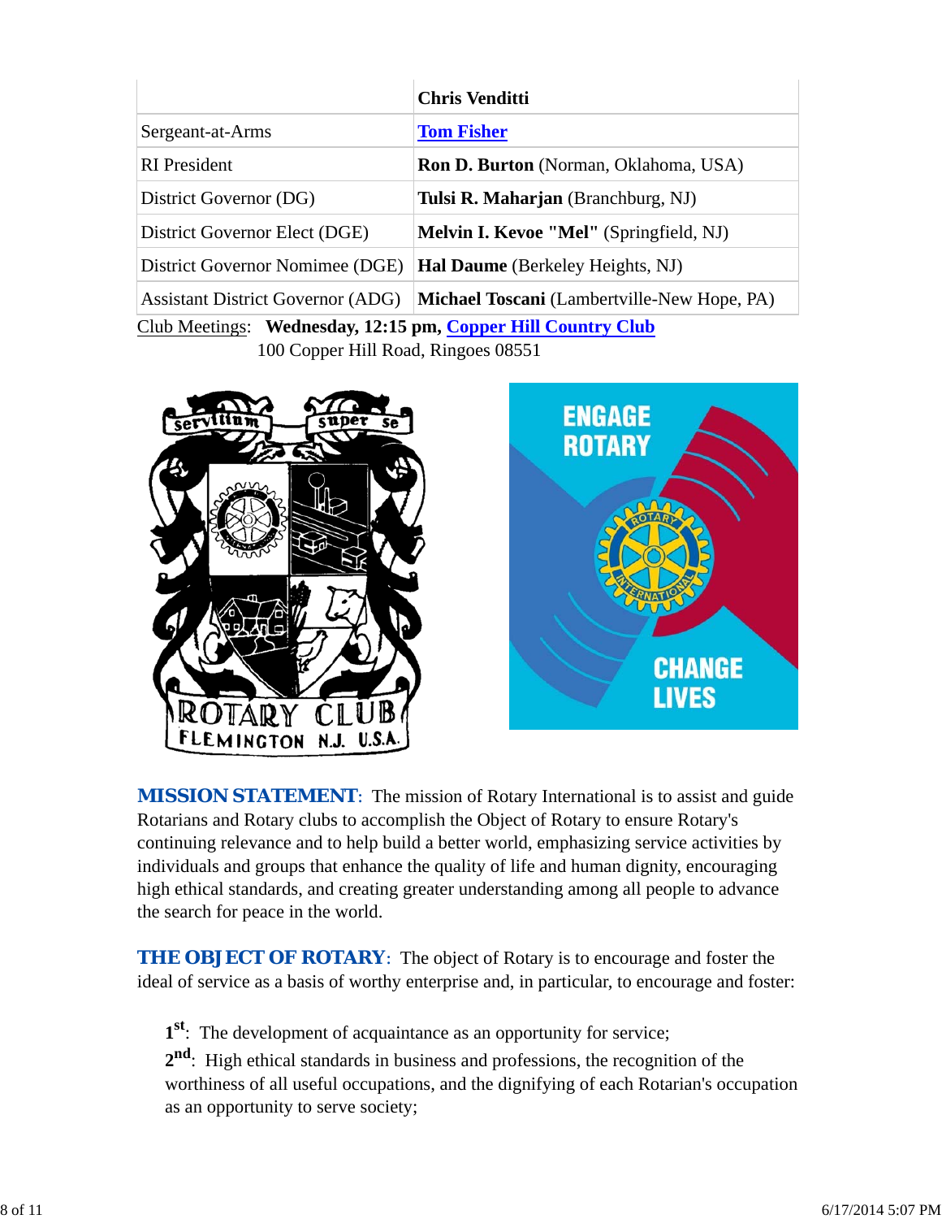| | **Chris Venditti** |
|---|---|
| Sergeant-at-Arms | **Tom Fisher** |
| RI President | **Ron D. Burton** (Norman, Oklahoma, USA) |
| District Governor (DG) | **Tulsi R. Maharjan** (Branchburg, NJ) |
| District Governor Elect (DGE) | **Melvin I. Kevoe "Mel"** (Springfield, NJ) |
| District Governor Nomimee (DGE) | **Hal Daume** (Berkeley Heights, NJ) |
| Assistant District Governor (ADG) | **Michael Toscani** (Lambertville-New Hope, PA) |

Club Meetings: **Wednesday, 12:15 pm, Copper Hill Country Club**
100 Copper Hill Road, Ringoes 08551

**MISSION STATEMENT**: The mission of Rotary International is to assist and guide Rotarians and Rotary clubs to accomplish the Object of Rotary to ensure Rotary's continuing relevance and to help build a better world, emphasizing service activities by individuals and groups that enhance the quality of life and human dignity, encouraging high ethical standards, and creating greater understanding among all people to advance the search for peace in the world.

**THE OBJECT OF ROTARY**: The object of Rotary is to encourage and foster the ideal of service as a basis of worthy enterprise and, in particular, to encourage and foster:

**1st**: The development of acquaintance as an opportunity for service;

**2nd**: High ethical standards in business and professions, the recognition of the worthiness of all useful occupations, and the dignifying of each Rotarian's occupation as an opportunity to serve society;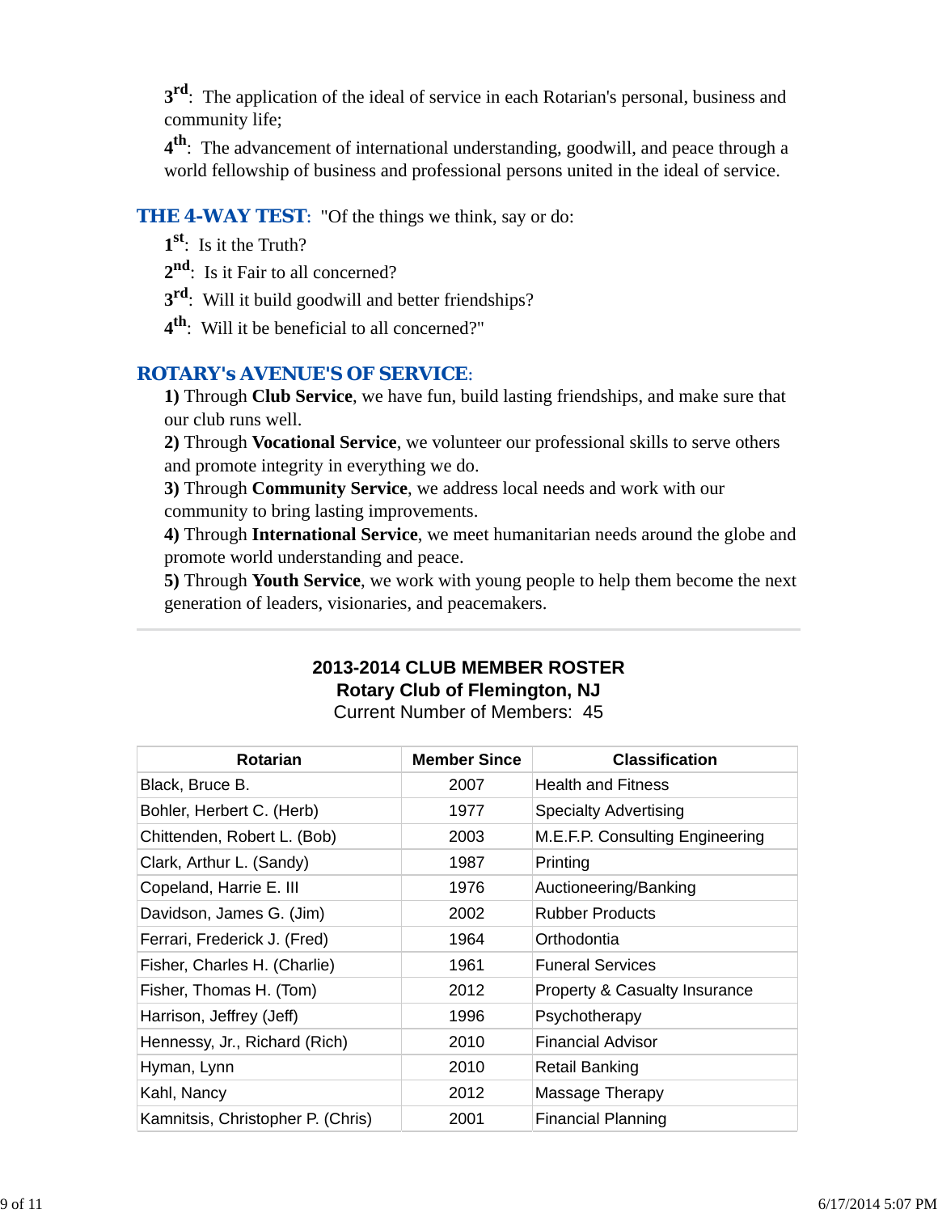3rd:  The application of the ideal of service in each Rotarian's personal, business and community life;

4th:  The advancement of international understanding, goodwill, and peace through a world fellowship of business and professional persons united in the ideal of service.

**THE 4-WAY TEST**:  "Of the things we think, say or do:

1st:  Is it the Truth?

2nd:  Is it Fair to all concerned?

3rd:  Will it build goodwill and better friendships?

4th:  Will it be beneficial to all concerned?"

**ROTARY's AVENUE'S OF SERVICE**:

**1)** Through **Club Service**, we have fun, build lasting friendships, and make sure that our club runs well.
**2)** Through **Vocational Service**, we volunteer our professional skills to serve others and promote integrity in everything we do.
**3)** Through **Community Service**, we address local needs and work with our community to bring lasting improvements.
**4)** Through **International Service**, we meet humanitarian needs around the globe and promote world understanding and peace.
**5)** Through **Youth Service**, we work with young people to help them become the next generation of leaders, visionaries, and peacemakers.

---

## 2013-2014 CLUB MEMBER ROSTER
### Rotary Club of Flemington, NJ
Current Number of Members:  45

| Rotarian | Member Since | Classification |
|---|---|---|
| Black, Bruce B. | 2007 | Health and Fitness |
| Bohler, Herbert C. (Herb) | 1977 | Specialty Advertising |
| Chittenden, Robert L. (Bob) | 2003 | M.E.F.P. Consulting Engineering |
| Clark, Arthur L. (Sandy) | 1987 | Printing |
| Copeland, Harrie E. III | 1976 | Auctioneering/Banking |
| Davidson, James G. (Jim) | 2002 | Rubber Products |
| Ferrari, Frederick J. (Fred) | 1964 | Orthodontia |
| Fisher, Charles H. (Charlie) | 1961 | Funeral Services |
| Fisher, Thomas H. (Tom) | 2012 | Property & Casualty Insurance |
| Harrison, Jeffrey (Jeff) | 1996 | Psychotherapy |
| Hennessy, Jr., Richard (Rich) | 2010 | Financial Advisor |
| Hyman, Lynn | 2010 | Retail Banking |
| Kahl, Nancy | 2012 | Massage Therapy |
| Kamnitsis, Christopher P. (Chris) | 2001 | Financial Planning |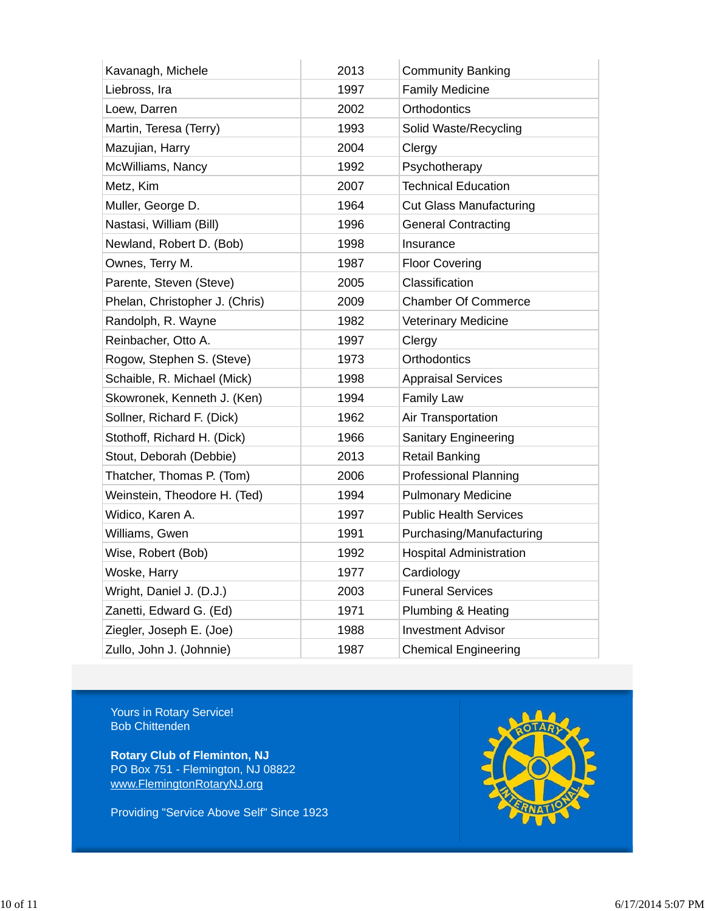| | | |
|---|---|---|
| Kavanagh, Michele | 2013 | Community Banking |
| Liebross, Ira | 1997 | Family Medicine |
| Loew, Darren | 2002 | Orthodontics |
| Martin, Teresa (Terry) | 1993 | Solid Waste/Recycling |
| Mazujian, Harry | 2004 | Clergy |
| McWilliams, Nancy | 1992 | Psychotherapy |
| Metz, Kim | 2007 | Technical Education |
| Muller, George D. | 1964 | Cut Glass Manufacturing |
| Nastasi, William (Bill) | 1996 | General Contracting |
| Newland, Robert D. (Bob) | 1998 | Insurance |
| Ownes, Terry M. | 1987 | Floor Covering |
| Parente, Steven (Steve) | 2005 | Classification |
| Phelan, Christopher J. (Chris) | 2009 | Chamber Of Commerce |
| Randolph, R. Wayne | 1982 | Veterinary Medicine |
| Reinbacher, Otto A. | 1997 | Clergy |
| Rogow, Stephen S. (Steve) | 1973 | Orthodontics |
| Schaible, R. Michael (Mick) | 1998 | Appraisal Services |
| Skowronek, Kenneth J. (Ken) | 1994 | Family Law |
| Sollner, Richard F. (Dick) | 1962 | Air Transportation |
| Stothoff, Richard H. (Dick) | 1966 | Sanitary Engineering |
| Stout, Deborah (Debbie) | 2013 | Retail Banking |
| Thatcher, Thomas P. (Tom) | 2006 | Professional Planning |
| Weinstein, Theodore H. (Ted) | 1994 | Pulmonary Medicine |
| Widico, Karen A. | 1997 | Public Health Services |
| Williams, Gwen | 1991 | Purchasing/Manufacturing |
| Wise, Robert (Bob) | 1992 | Hospital Administration |
| Woske, Harry | 1977 | Cardiology |
| Wright, Daniel J. (D.J.) | 2003 | Funeral Services |
| Zanetti, Edward G. (Ed) | 1971 | Plumbing & Heating |
| Ziegler, Joseph E. (Joe) | 1988 | Investment Advisor |
| Zullo, John J. (Johnnie) | 1987 | Chemical Engineering |

Yours in Rotary Service!
Bob Chittenden

**Rotary Club of Fleminton, NJ**
PO Box 751 - Flemington, NJ 08822
www.FlemingtonRotaryNJ.org

Providing "Service Above Self" Since 1923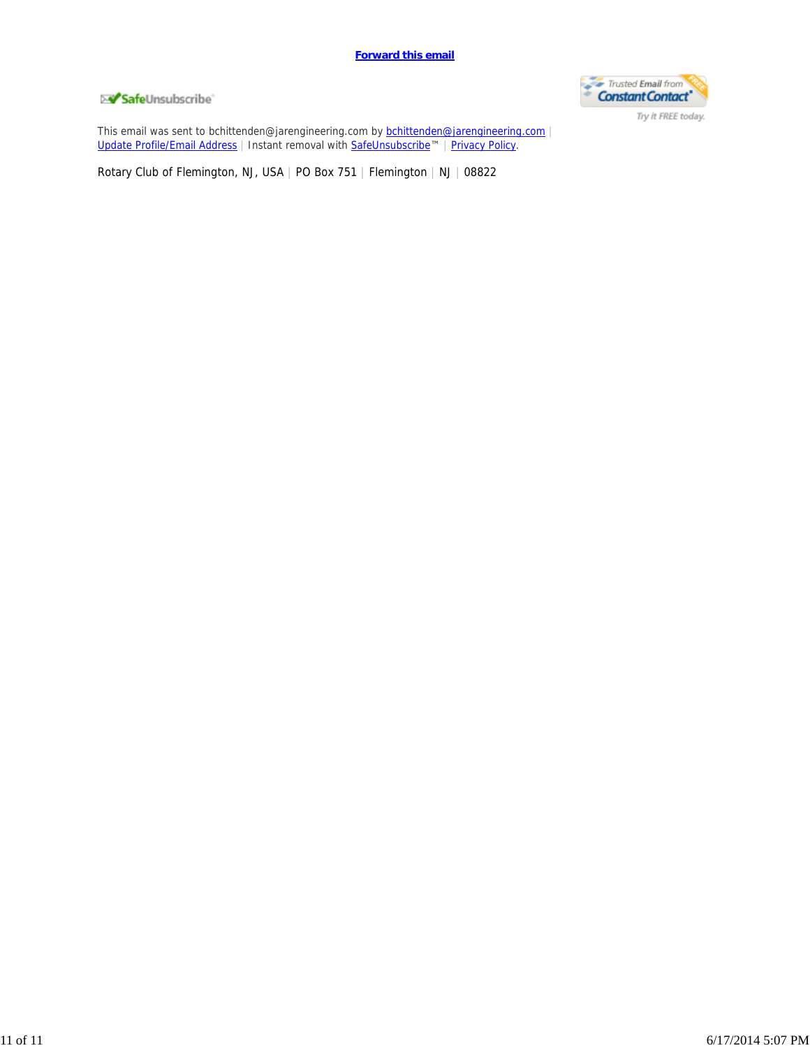**Forward this email**

SafeUnsubscribe®

Trusted Email from Constant Contact® FREE

Try it FREE today.

This email was sent to bchittenden@jarengineering.com by bchittenden@jarengineering.com | Update Profile/Email Address | Instant removal with SafeUnsubscribe™ | Privacy Policy.

Rotary Club of Flemington, NJ, USA | PO Box 751 | Flemington | NJ | 08822